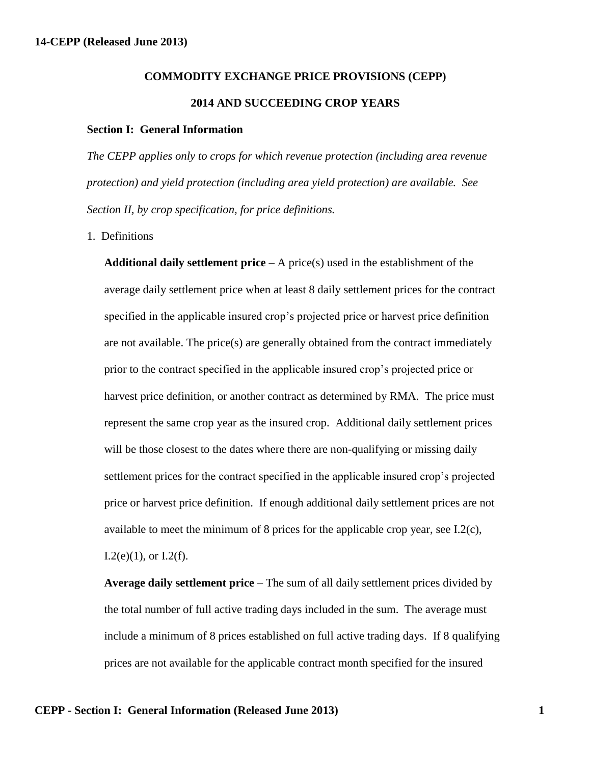# COMMODITY EXCHANGE PRICE PROVISIONS (CEPP)

## 2014 AND SUCCEEDING CROP YEARS

### Section I: General Information

*The CEPP applies only to crops for which revenue protection (including area revenue protection) and yield protection (including area yield protection) are available. See Section II, by crop specification, for price definitions.*

1. Definitions

   **Additional daily settlement price** – A price(s) used in the establishment of the average daily settlement price when at least 8 daily settlement prices for the contract specified in the applicable insured crop's projected price or harvest price definition are not available. The price(s) are generally obtained from the contract immediately prior to the contract specified in the applicable insured crop's projected price or harvest price definition, or another contract as determined by RMA. The price must represent the same crop year as the insured crop. Additional daily settlement prices will be those closest to the dates where there are non-qualifying or missing daily settlement prices for the contract specified in the applicable insured crop's projected price or harvest price definition. If enough additional daily settlement prices are not available to meet the minimum of 8 prices for the applicable crop year, see I.2(c), I.2(e)(1), or I.2(f).

   **Average daily settlement price** – The sum of all daily settlement prices divided by the total number of full active trading days included in the sum. The average must include a minimum of 8 prices established on full active trading days. If 8 qualifying prices are not available for the applicable contract month specified for the insured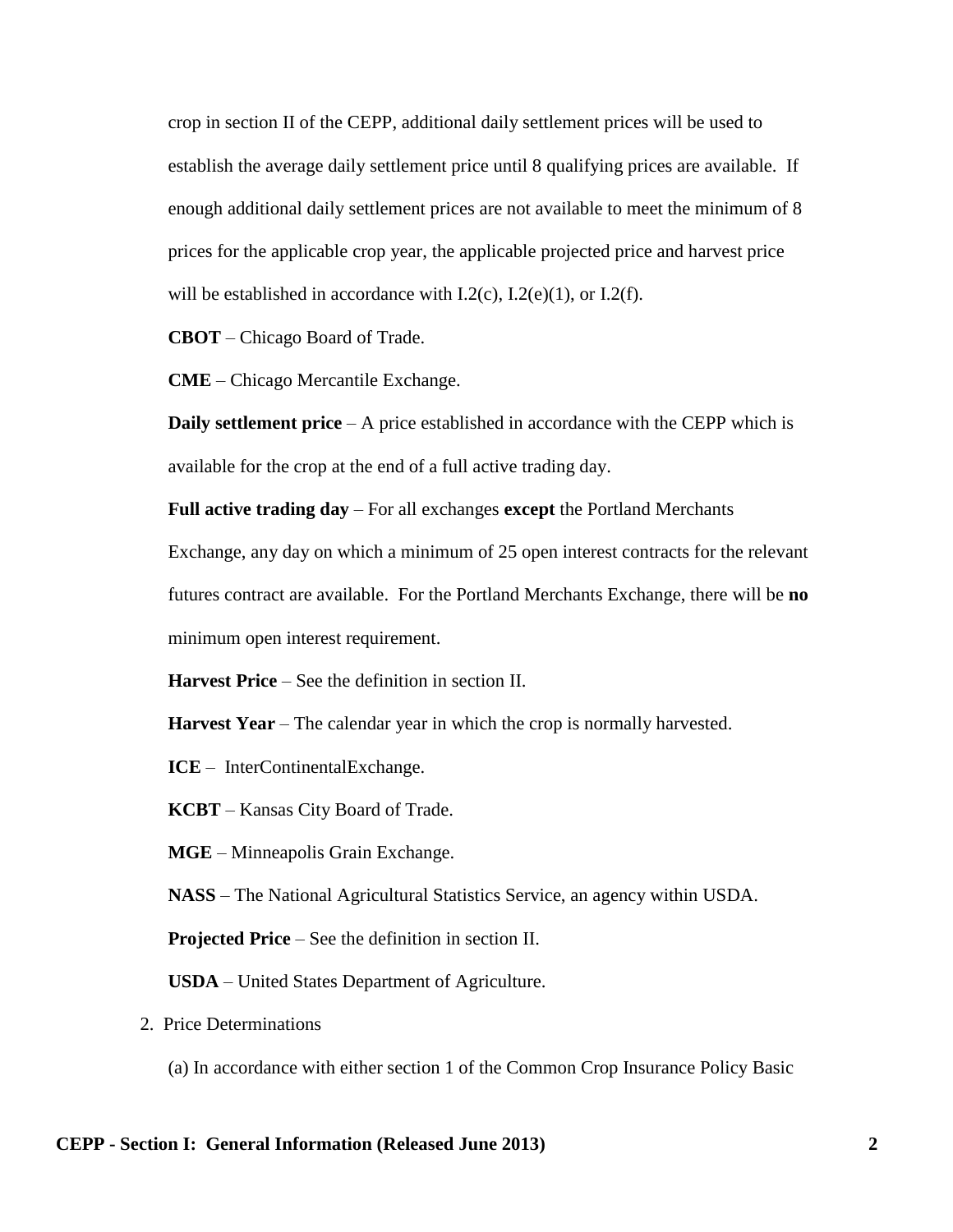crop in section II of the CEPP, additional daily settlement prices will be used to establish the average daily settlement price until 8 qualifying prices are available. If enough additional daily settlement prices are not available to meet the minimum of 8 prices for the applicable crop year, the applicable projected price and harvest price will be established in accordance with I.2(c), I.2(e)(1), or I.2(f).

**CBOT** – Chicago Board of Trade.

**CME** – Chicago Mercantile Exchange.

**Daily settlement price** – A price established in accordance with the CEPP which is available for the crop at the end of a full active trading day.

**Full active trading day** – For all exchanges **except** the Portland Merchants Exchange, any day on which a minimum of 25 open interest contracts for the relevant futures contract are available. For the Portland Merchants Exchange, there will be **no** minimum open interest requirement.

**Harvest Price** – See the definition in section II.

**Harvest Year** – The calendar year in which the crop is normally harvested.

**ICE** – InterContinentalExchange.

**KCBT** – Kansas City Board of Trade.

**MGE** – Minneapolis Grain Exchange.

**NASS** – The National Agricultural Statistics Service, an agency within USDA.

**Projected Price** – See the definition in section II.

**USDA** – United States Department of Agriculture.

2. Price Determinations

(a) In accordance with either section 1 of the Common Crop Insurance Policy Basic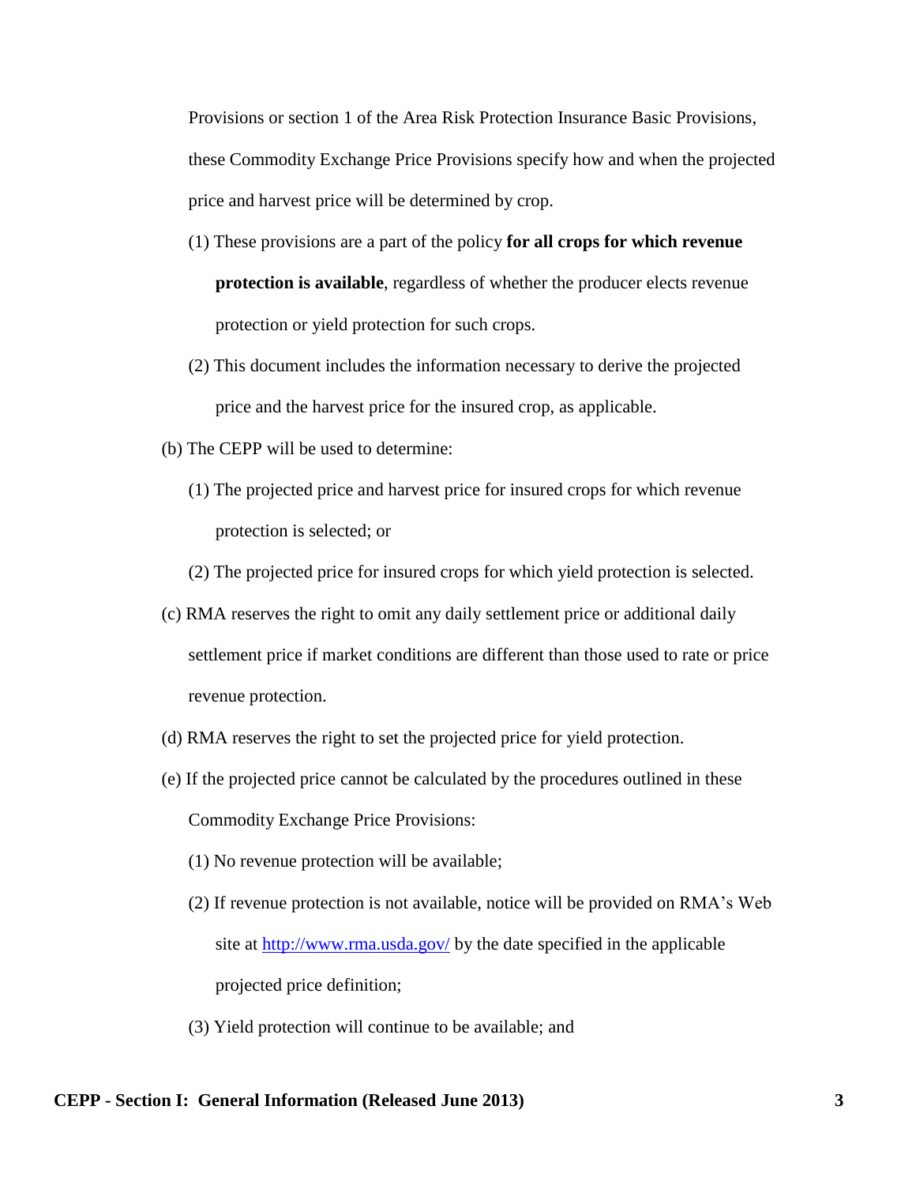Provisions or section 1 of the Area Risk Protection Insurance Basic Provisions, these Commodity Exchange Price Provisions specify how and when the projected price and harvest price will be determined by crop.

(1) These provisions are a part of the policy **for all crops for which revenue protection is available**, regardless of whether the producer elects revenue protection or yield protection for such crops.

(2) This document includes the information necessary to derive the projected price and the harvest price for the insured crop, as applicable.

(b) The CEPP will be used to determine:

(1) The projected price and harvest price for insured crops for which revenue protection is selected; or

(2) The projected price for insured crops for which yield protection is selected.

(c) RMA reserves the right to omit any daily settlement price or additional daily settlement price if market conditions are different than those used to rate or price revenue protection.

(d) RMA reserves the right to set the projected price for yield protection.

(e) If the projected price cannot be calculated by the procedures outlined in these Commodity Exchange Price Provisions:

(1) No revenue protection will be available;

(2) If revenue protection is not available, notice will be provided on RMA's Web site at http://www.rma.usda.gov/ by the date specified in the applicable projected price definition;

(3) Yield protection will continue to be available; and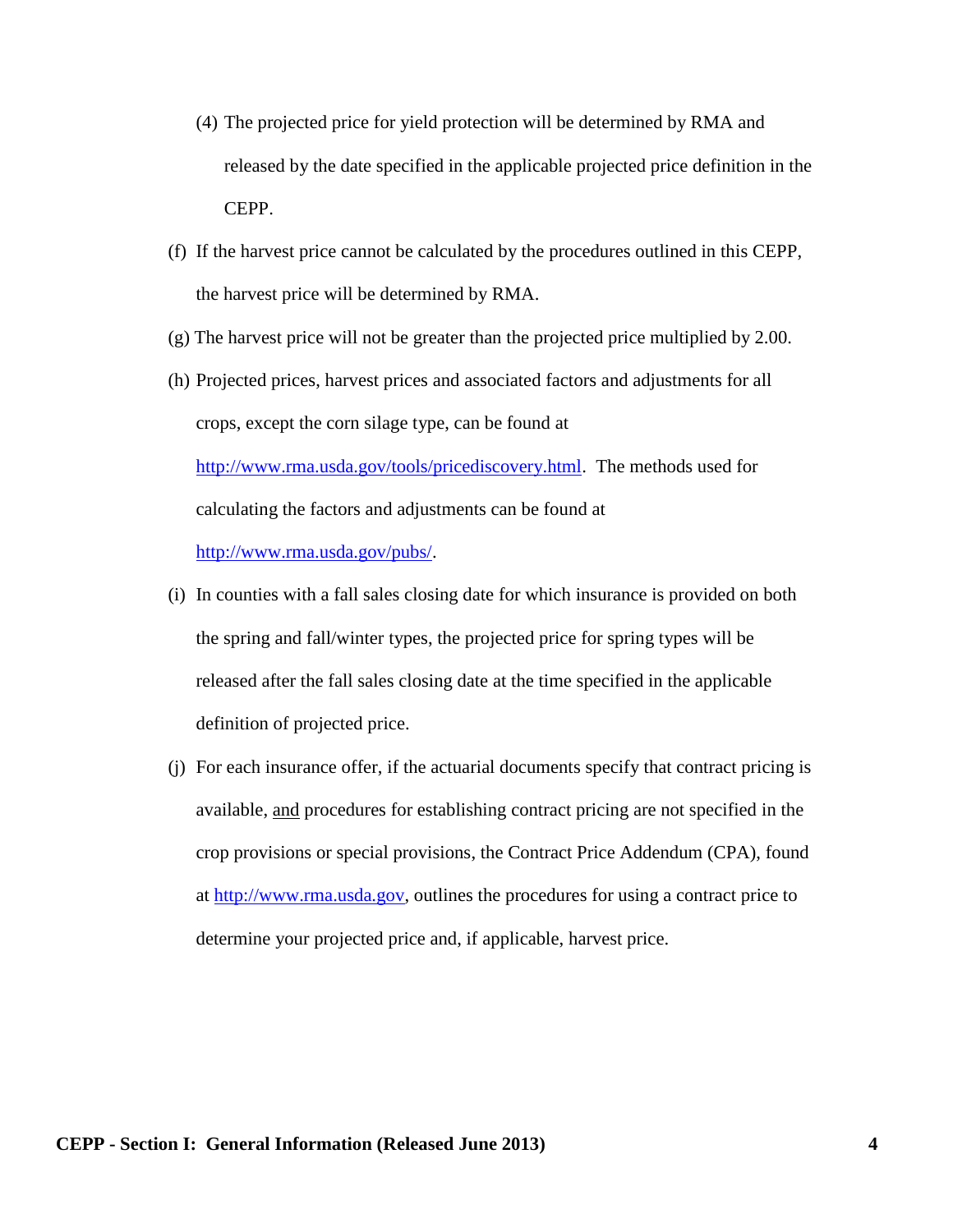(4) The projected price for yield protection will be determined by RMA and released by the date specified in the applicable projected price definition in the CEPP.

(f) If the harvest price cannot be calculated by the procedures outlined in this CEPP, the harvest price will be determined by RMA.

(g) The harvest price will not be greater than the projected price multiplied by 2.00.

(h) Projected prices, harvest prices and associated factors and adjustments for all crops, except the corn silage type, can be found at [http://www.rma.usda.gov/tools/pricediscovery.html](http://www.rma.usda.gov/tools/pricediscovery.html). The methods used for calculating the factors and adjustments can be found at [http://www.rma.usda.gov/pubs/](http://www.rma.usda.gov/pubs/).

(i) In counties with a fall sales closing date for which insurance is provided on both the spring and fall/winter types, the projected price for spring types will be released after the fall sales closing date at the time specified in the applicable definition of projected price.

(j) For each insurance offer, if the actuarial documents specify that contract pricing is available, <u>and</u> procedures for establishing contract pricing are not specified in the crop provisions or special provisions, the Contract Price Addendum (CPA), found at [http://www.rma.usda.gov](http://www.rma.usda.gov), outlines the procedures for using a contract price to determine your projected price and, if applicable, harvest price.